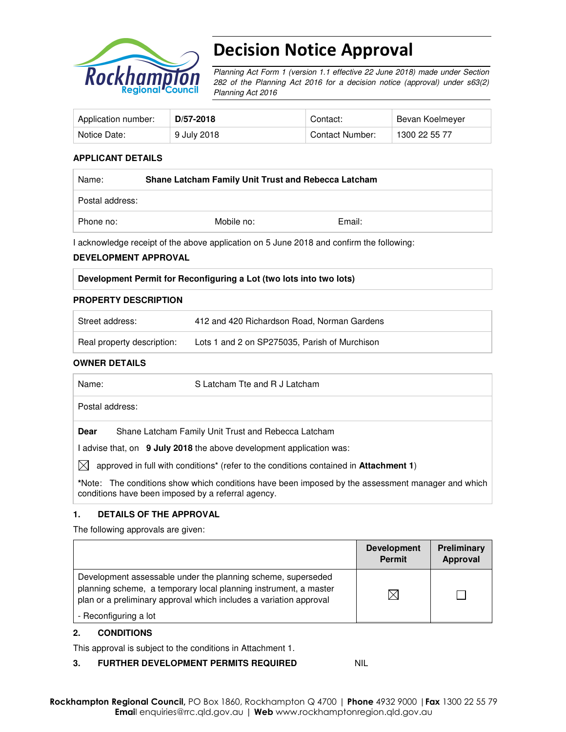# Decision Notice Approval

*Planning Act Form 1 (version 1.1 effective 22 June 2018) made under Section 282 of the Planning Act 2016 for a decision notice (approval) under s63(2) Planning Act 2016*

| Application number: | **D/57-2018** | Contact: | Bevan Koelmeyer |
|---|---|---|---|
| Notice Date: | 9 July 2018 | Contact Number: | 1300 22 55 77 |

**APPLICANT DETAILS**

| Name: | **Shane Latcham Family Unit Trust and Rebecca Latcham** | |
|---|---|---|
| Postal address: | | |
| Phone no: | Mobile no: | Email: |

I acknowledge receipt of the above application on 5 June 2018 and confirm the following:

**DEVELOPMENT APPROVAL**

| **Development Permit for Reconfiguring a Lot (two lots into two lots)** |
|---|

**PROPERTY DESCRIPTION**

| Street address: | 412 and 420 Richardson Road, Norman Gardens |
|---|---|
| Real property description: | Lots 1 and 2 on SP275035, Parish of Murchison |

**OWNER DETAILS**

| Name: | S Latcham Tte and R J Latcham |
|---|---|
| Postal address: | |

**Dear** Shane Latcham Family Unit Trust and Rebecca Latcham

I advise that, on **9 July 2018** the above development application was:

☒ approved in full with conditions* (refer to the conditions contained in **Attachment 1**)

***Note:** The conditions show which conditions have been imposed by the assessment manager and which conditions have been imposed by a referral agency.

## 1. DETAILS OF THE APPROVAL

The following approvals are given:

| | **Development Permit** | **Preliminary Approval** |
|---|---|---|
| Development assessable under the planning scheme, superseded planning scheme, a temporary local planning instrument, a master plan or a preliminary approval which includes a variation approval<br>- Reconfiguring a lot | ☒ | ☐ |

## 2. CONDITIONS

This approval is subject to the conditions in Attachment 1.

## 3. FURTHER DEVELOPMENT PERMITS REQUIRED NIL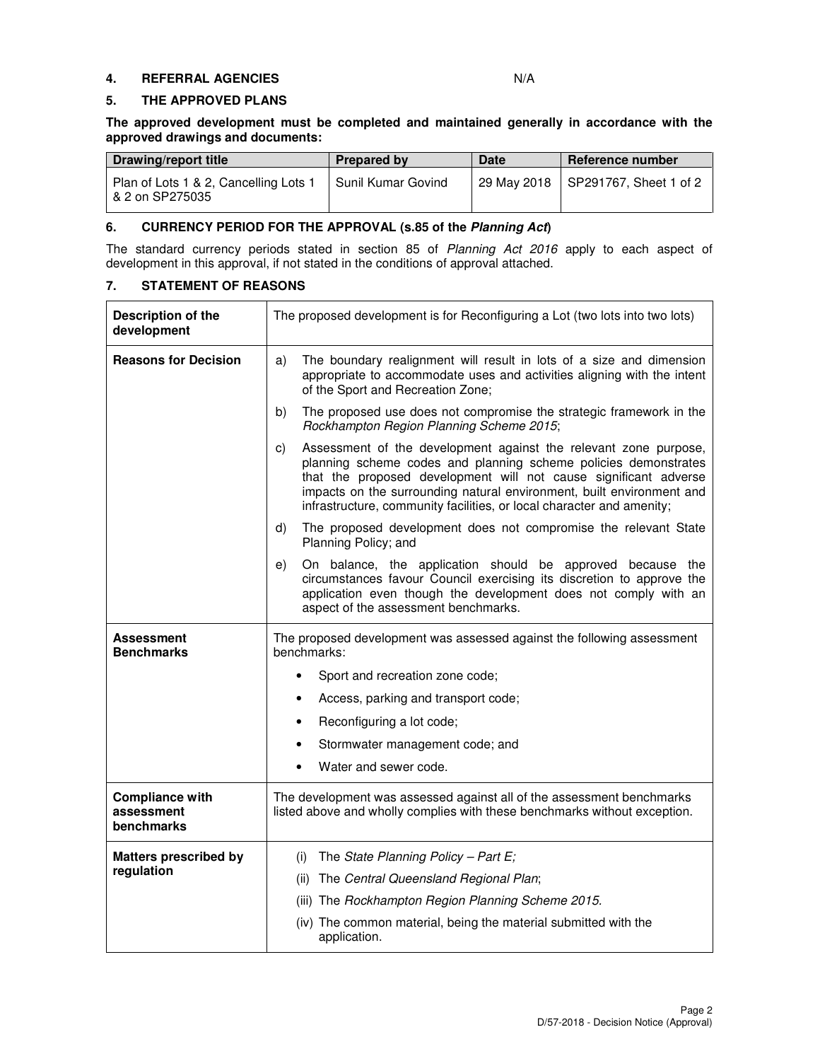## 4. REFERRAL AGENCIES

N/A

## 5. THE APPROVED PLANS

**The approved development must be completed and maintained generally in accordance with the approved drawings and documents:**

| Drawing/report title | Prepared by | Date | Reference number |
|---|---|---|---|
| Plan of Lots 1 & 2, Cancelling Lots 1 & 2 on SP275035 | Sunil Kumar Govind | 29 May 2018 | SP291767, Sheet 1 of 2 |

## 6. CURRENCY PERIOD FOR THE APPROVAL (s.85 of the *Planning Act*)

The standard currency periods stated in section 85 of *Planning Act 2016* apply to each aspect of development in this approval, if not stated in the conditions of approval attached.

## 7. STATEMENT OF REASONS

| | |
|---|---|
| **Description of the development** | The proposed development is for Reconfiguring a Lot (two lots into two lots) |
| **Reasons for Decision** | a) The boundary realignment will result in lots of a size and dimension appropriate to accommodate uses and activities aligning with the intent of the Sport and Recreation Zone;<br>b) The proposed use does not compromise the strategic framework in the *Rockhampton Region Planning Scheme 2015*;<br>c) Assessment of the development against the relevant zone purpose, planning scheme codes and planning scheme policies demonstrates that the proposed development will not cause significant adverse impacts on the surrounding natural environment, built environment and infrastructure, community facilities, or local character and amenity;<br>d) The proposed development does not compromise the relevant State Planning Policy; and<br>e) On balance, the application should be approved because the circumstances favour Council exercising its discretion to approve the application even though the development does not comply with an aspect of the assessment benchmarks. |
| **Assessment Benchmarks** | The proposed development was assessed against the following assessment benchmarks:<br>• Sport and recreation zone code;<br>• Access, parking and transport code;<br>• Reconfiguring a lot code;<br>• Stormwater management code; and<br>• Water and sewer code. |
| **Compliance with assessment benchmarks** | The development was assessed against all of the assessment benchmarks listed above and wholly complies with these benchmarks without exception. |
| **Matters prescribed by regulation** | (i) The *State Planning Policy – Part E;*<br>(ii) The *Central Queensland Regional Plan*;<br>(iii) The *Rockhampton Region Planning Scheme 2015.*<br>(iv) The common material, being the material submitted with the application. |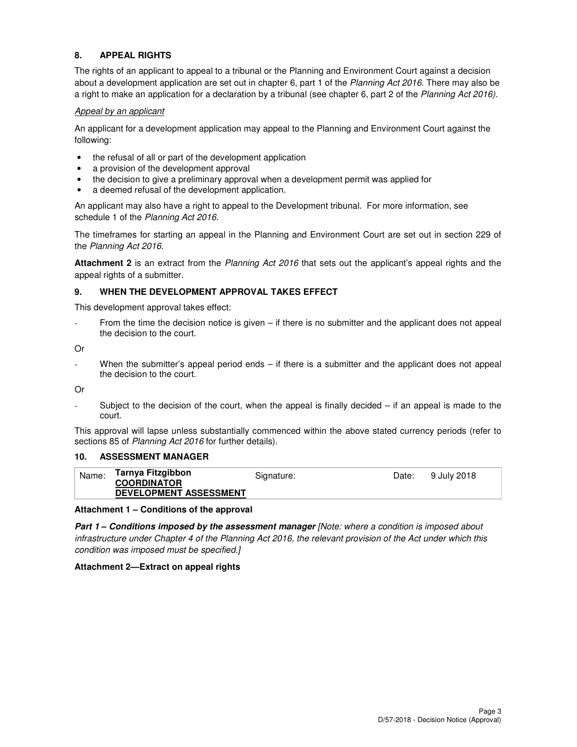## 8. APPEAL RIGHTS

The rights of an applicant to appeal to a tribunal or the Planning and Environment Court against a decision about a development application are set out in chapter 6, part 1 of the *Planning Act 2016*. There may also be a right to make an application for a declaration by a tribunal (see chapter 6, part 2 of the *Planning Act 2016).*

*Appeal by an applicant*

An applicant for a development application may appeal to the Planning and Environment Court against the following:

- the refusal of all or part of the development application
- a provision of the development approval
- the decision to give a preliminary approval when a development permit was applied for
- a deemed refusal of the development application.

An applicant may also have a right to appeal to the Development tribunal. For more information, see schedule 1 of the *Planning Act 2016*.

The timeframes for starting an appeal in the Planning and Environment Court are set out in section 229 of the *Planning Act 2016*.

**Attachment 2** is an extract from the *Planning Act 2016* that sets out the applicant's appeal rights and the appeal rights of a submitter.

## 9. WHEN THE DEVELOPMENT APPROVAL TAKES EFFECT

This development approval takes effect:

- From the time the decision notice is given – if there is no submitter and the applicant does not appeal the decision to the court.

Or

- When the submitter's appeal period ends – if there is a submitter and the applicant does not appeal the decision to the court.

Or

- Subject to the decision of the court, when the appeal is finally decided – if an appeal is made to the court.

This approval will lapse unless substantially commenced within the above stated currency periods (refer to sections 85 of *Planning Act 2016* for further details).

## 10. ASSESSMENT MANAGER

| Name: | Tarnya Fitzgibbon<br>COORDINATOR<br>DEVELOPMENT ASSESSMENT | Signature: | Date: | 9 July 2018 |
|---|---|---|---|---|

**Attachment 1 – Conditions of the approval**

***Part 1 – Conditions imposed by the assessment manager*** *[Note: where a condition is imposed about infrastructure under Chapter 4 of the Planning Act 2016, the relevant provision of the Act under which this condition was imposed must be specified.]*

**Attachment 2—Extract on appeal rights**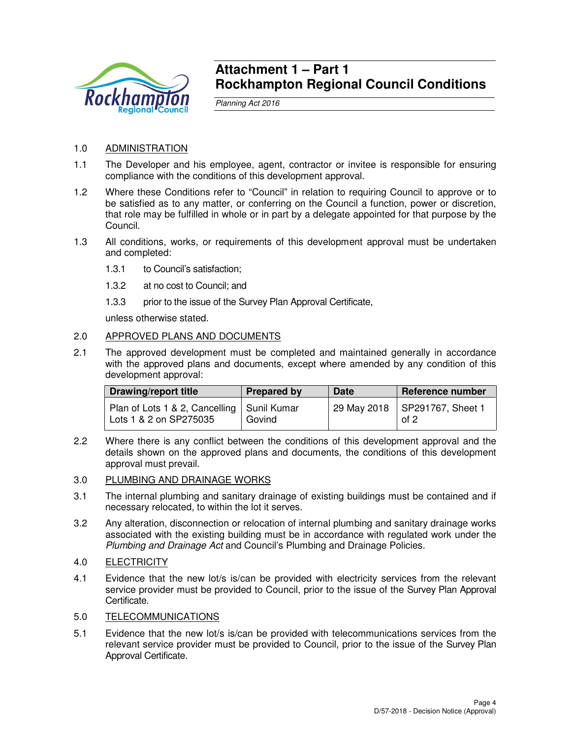# Attachment 1 – Part 1
# Rockhampton Regional Council Conditions

*Planning Act 2016*

1.0 ADMINISTRATION

1.1 The Developer and his employee, agent, contractor or invitee is responsible for ensuring compliance with the conditions of this development approval.

1.2 Where these Conditions refer to "Council" in relation to requiring Council to approve or to be satisfied as to any matter, or conferring on the Council a function, power or discretion, that role may be fulfilled in whole or in part by a delegate appointed for that purpose by the Council.

1.3 All conditions, works, or requirements of this development approval must be undertaken and completed:

- 1.3.1 to Council's satisfaction;
- 1.3.2 at no cost to Council; and
- 1.3.3 prior to the issue of the Survey Plan Approval Certificate,

unless otherwise stated.

2.0 APPROVED PLANS AND DOCUMENTS

2.1 The approved development must be completed and maintained generally in accordance with the approved plans and documents, except where amended by any condition of this development approval:

| Drawing/report title | Prepared by | Date | Reference number |
|---|---|---|---|
| Plan of Lots 1 & 2, Cancelling Lots 1 & 2 on SP275035 | Sunil Kumar Govind | 29 May 2018 | SP291767, Sheet 1 of 2 |

2.2 Where there is any conflict between the conditions of this development approval and the details shown on the approved plans and documents, the conditions of this development approval must prevail.

3.0 PLUMBING AND DRAINAGE WORKS

3.1 The internal plumbing and sanitary drainage of existing buildings must be contained and if necessary relocated, to within the lot it serves.

3.2 Any alteration, disconnection or relocation of internal plumbing and sanitary drainage works associated with the existing building must be in accordance with regulated work under the *Plumbing and Drainage Act* and Council's Plumbing and Drainage Policies.

4.0 ELECTRICITY

4.1 Evidence that the new lot/s is/can be provided with electricity services from the relevant service provider must be provided to Council, prior to the issue of the Survey Plan Approval Certificate.

5.0 TELECOMMUNICATIONS

5.1 Evidence that the new lot/s is/can be provided with telecommunications services from the relevant service provider must be provided to Council, prior to the issue of the Survey Plan Approval Certificate.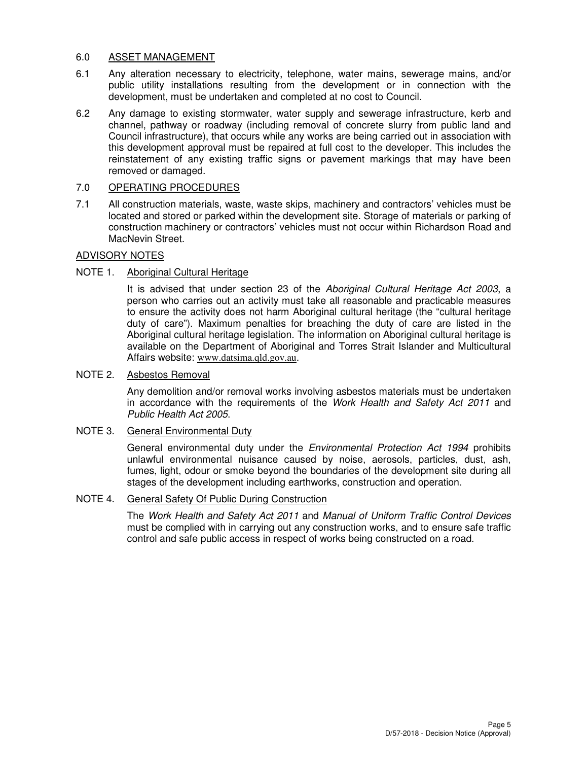## 6.0 ASSET MANAGEMENT

6.1 Any alteration necessary to electricity, telephone, water mains, sewerage mains, and/or public utility installations resulting from the development or in connection with the development, must be undertaken and completed at no cost to Council.

6.2 Any damage to existing stormwater, water supply and sewerage infrastructure, kerb and channel, pathway or roadway (including removal of concrete slurry from public land and Council infrastructure), that occurs while any works are being carried out in association with this development approval must be repaired at full cost to the developer. This includes the reinstatement of any existing traffic signs or pavement markings that may have been removed or damaged.

## 7.0 OPERATING PROCEDURES

7.1 All construction materials, waste, waste skips, machinery and contractors' vehicles must be located and stored or parked within the development site. Storage of materials or parking of construction machinery or contractors' vehicles must not occur within Richardson Road and MacNevin Street.

## ADVISORY NOTES

### NOTE 1. Aboriginal Cultural Heritage

It is advised that under section 23 of the *Aboriginal Cultural Heritage Act 2003*, a person who carries out an activity must take all reasonable and practicable measures to ensure the activity does not harm Aboriginal cultural heritage (the "cultural heritage duty of care"). Maximum penalties for breaching the duty of care are listed in the Aboriginal cultural heritage legislation. The information on Aboriginal cultural heritage is available on the Department of Aboriginal and Torres Strait Islander and Multicultural Affairs website: www.datsima.qld.gov.au.

### NOTE 2. Asbestos Removal

Any demolition and/or removal works involving asbestos materials must be undertaken in accordance with the requirements of the *Work Health and Safety Act 2011* and *Public Health Act 2005*.

### NOTE 3. General Environmental Duty

General environmental duty under the *Environmental Protection Act 1994* prohibits unlawful environmental nuisance caused by noise, aerosols, particles, dust, ash, fumes, light, odour or smoke beyond the boundaries of the development site during all stages of the development including earthworks, construction and operation.

### NOTE 4. General Safety Of Public During Construction

The *Work Health and Safety Act 2011* and *Manual of Uniform Traffic Control Devices* must be complied with in carrying out any construction works, and to ensure safe traffic control and safe public access in respect of works being constructed on a road.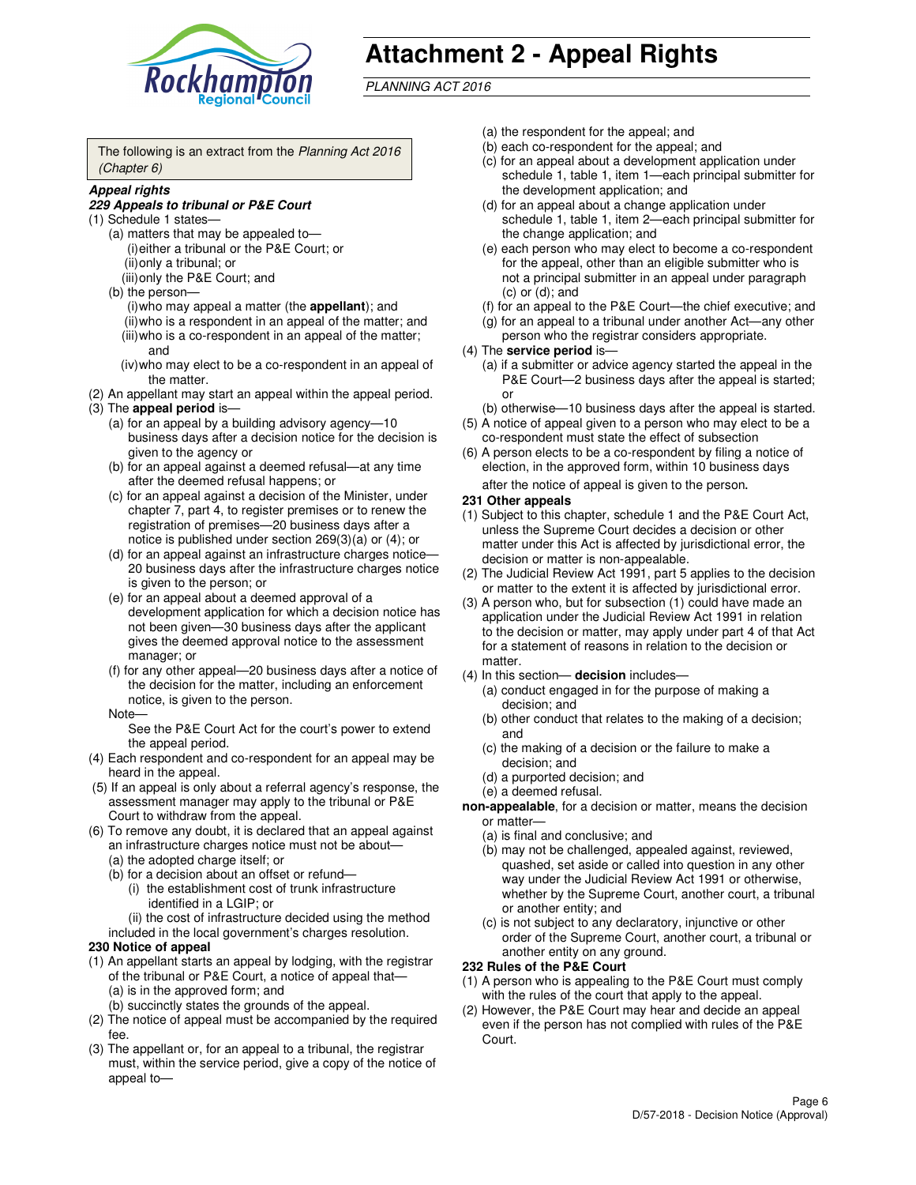# Attachment 2 - Appeal Rights

*PLANNING ACT 2016*

The following is an extract from the *Planning Act 2016 (Chapter 6)*

***Appeal rights***

***229 Appeals to tribunal or P&E Court***

(1) Schedule 1 states—
  (a) matters that may be appealed to—
    (i) either a tribunal or the P&E Court; or
    (ii) only a tribunal; or
    (iii) only the P&E Court; and
  (b) the person—
    (i) who may appeal a matter (the **appellant**); and
    (ii) who is a respondent in an appeal of the matter; and
    (iii) who is a co-respondent in an appeal of the matter; and
    (iv) who may elect to be a co-respondent in an appeal of the matter.

(2) An appellant may start an appeal within the appeal period.

(3) The **appeal period** is—
  (a) for an appeal by a building advisory agency—10 business days after a decision notice for the decision is given to the agency or
  (b) for an appeal against a deemed refusal—at any time after the deemed refusal happens; or
  (c) for an appeal against a decision of the Minister, under chapter 7, part 4, to register premises or to renew the registration of premises—20 business days after a notice is published under section 269(3)(a) or (4); or
  (d) for an appeal against an infrastructure charges notice—20 business days after the infrastructure charges notice is given to the person; or
  (e) for an appeal about a deemed approval of a development application for which a decision notice has not been given—30 business days after the applicant gives the deemed approval notice to the assessment manager; or
  (f) for any other appeal—20 business days after a notice of the decision for the matter, including an enforcement notice, is given to the person.

  Note—
  See the P&E Court Act for the court's power to extend the appeal period.

(4) Each respondent and co-respondent for an appeal may be heard in the appeal.

(5) If an appeal is only about a referral agency's response, the assessment manager may apply to the tribunal or P&E Court to withdraw from the appeal.

(6) To remove any doubt, it is declared that an appeal against an infrastructure charges notice must not be about—
  (a) the adopted charge itself; or
  (b) for a decision about an offset or refund—
    (i) the establishment cost of trunk infrastructure identified in a LGIP; or
    (ii) the cost of infrastructure decided using the method included in the local government's charges resolution.

**230 Notice of appeal**

(1) An appellant starts an appeal by lodging, with the registrar of the tribunal or P&E Court, a notice of appeal that—
  (a) is in the approved form; and
  (b) succinctly states the grounds of the appeal.

(2) The notice of appeal must be accompanied by the required fee.

(3) The appellant or, for an appeal to a tribunal, the registrar must, within the service period, give a copy of the notice of appeal to—
  (a) the respondent for the appeal; and
  (b) each co-respondent for the appeal; and
  (c) for an appeal about a development application under schedule 1, table 1, item 1—each principal submitter for the development application; and
  (d) for an appeal about a change application under schedule 1, table 1, item 2—each principal submitter for the change application; and
  (e) each person who may elect to become a co-respondent for the appeal, other than an eligible submitter who is not a principal submitter in an appeal under paragraph (c) or (d); and
  (f) for an appeal to the P&E Court—the chief executive; and
  (g) for an appeal to a tribunal under another Act—any other person who the registrar considers appropriate.

(4) The **service period** is—
  (a) if a submitter or advice agency started the appeal in the P&E Court—2 business days after the appeal is started; or
  (b) otherwise—10 business days after the appeal is started.

(5) A notice of appeal given to a person who may elect to be a co-respondent must state the effect of subsection

(6) A person elects to be a co-respondent by filing a notice of election, in the approved form, within 10 business days after the notice of appeal is given to the person.

**231 Other appeals**

(1) Subject to this chapter, schedule 1 and the P&E Court Act, unless the Supreme Court decides a decision or other matter under this Act is affected by jurisdictional error, the decision or matter is non-appealable.

(2) The Judicial Review Act 1991, part 5 applies to the decision or matter to the extent it is affected by jurisdictional error.

(3) A person who, but for subsection (1) could have made an application under the Judicial Review Act 1991 in relation to the decision or matter, may apply under part 4 of that Act for a statement of reasons in relation to the decision or matter.

(4) In this section— **decision** includes—
  (a) conduct engaged in for the purpose of making a decision; and
  (b) other conduct that relates to the making of a decision; and
  (c) the making of a decision or the failure to make a decision; and
  (d) a purported decision; and
  (e) a deemed refusal.

**non-appealable**, for a decision or matter, means the decision or matter—
  (a) is final and conclusive; and
  (b) may not be challenged, appealed against, reviewed, quashed, set aside or called into question in any other way under the Judicial Review Act 1991 or otherwise, whether by the Supreme Court, another court, a tribunal or another entity; and
  (c) is not subject to any declaratory, injunctive or other order of the Supreme Court, another court, a tribunal or another entity on any ground.

**232 Rules of the P&E Court**

(1) A person who is appealing to the P&E Court must comply with the rules of the court that apply to the appeal.

(2) However, the P&E Court may hear and decide an appeal even if the person has not complied with rules of the P&E Court.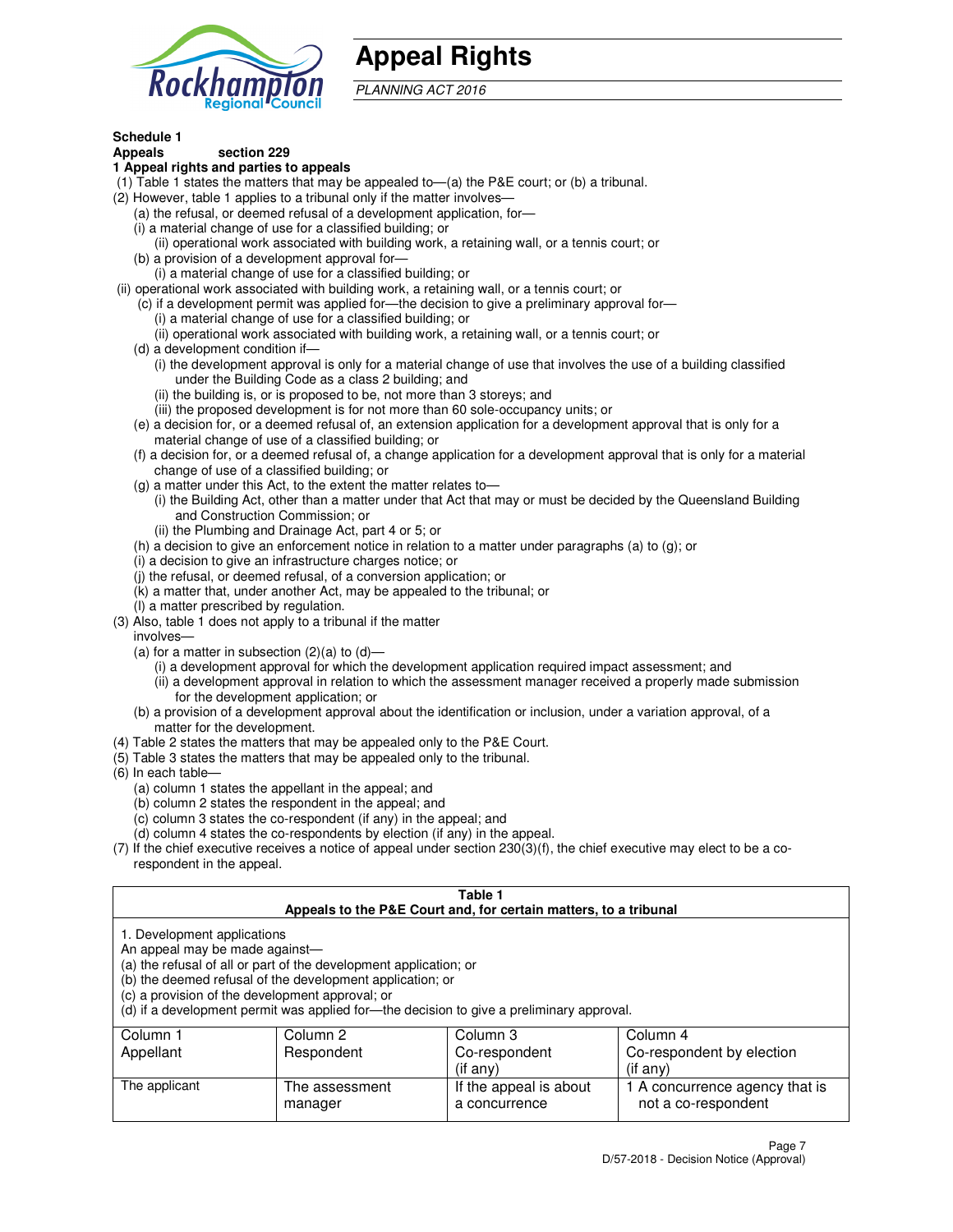# Appeal Rights

*PLANNING ACT 2016*

**Schedule 1**
**Appeals section 229**
**1 Appeal rights and parties to appeals**

(1) Table 1 states the matters that may be appealed to—(a) the P&E court; or (b) a tribunal.

(2) However, table 1 applies to a tribunal only if the matter involves—

(a) the refusal, or deemed refusal of a development application, for—

(i) a material change of use for a classified building; or

(ii) operational work associated with building work, a retaining wall, or a tennis court; or

(b) a provision of a development approval for—

(i) a material change of use for a classified building; or

(ii) operational work associated with building work, a retaining wall, or a tennis court; or

(c) if a development permit was applied for—the decision to give a preliminary approval for—

(i) a material change of use for a classified building; or

(ii) operational work associated with building work, a retaining wall, or a tennis court; or

(d) a development condition if—

(i) the development approval is only for a material change of use that involves the use of a building classified under the Building Code as a class 2 building; and

(ii) the building is, or is proposed to be, not more than 3 storeys; and

(iii) the proposed development is for not more than 60 sole-occupancy units; or

(e) a decision for, or a deemed refusal of, an extension application for a development approval that is only for a material change of use of a classified building; or

(f) a decision for, or a deemed refusal of, a change application for a development approval that is only for a material change of use of a classified building; or

(g) a matter under this Act, to the extent the matter relates to—

(i) the Building Act, other than a matter under that Act that may or must be decided by the Queensland Building and Construction Commission; or

(ii) the Plumbing and Drainage Act, part 4 or 5; or

(h) a decision to give an enforcement notice in relation to a matter under paragraphs (a) to (g); or

(i) a decision to give an infrastructure charges notice; or

(j) the refusal, or deemed refusal, of a conversion application; or

(k) a matter that, under another Act, may be appealed to the tribunal; or

(l) a matter prescribed by regulation.

(3) Also, table 1 does not apply to a tribunal if the matter involves—

(a) for a matter in subsection (2)(a) to (d)—

(i) a development approval for which the development application required impact assessment; and

(ii) a development approval in relation to which the assessment manager received a properly made submission for the development application; or

(b) a provision of a development approval about the identification or inclusion, under a variation approval, of a matter for the development.

(4) Table 2 states the matters that may be appealed only to the P&E Court.

(5) Table 3 states the matters that may be appealed only to the tribunal.

(6) In each table—

(a) column 1 states the appellant in the appeal; and

(b) column 2 states the respondent in the appeal; and

(c) column 3 states the co-respondent (if any) in the appeal; and

(d) column 4 states the co-respondents by election (if any) in the appeal.

(7) If the chief executive receives a notice of appeal under section 230(3)(f), the chief executive may elect to be a co-respondent in the appeal.

**Table 1**
**Appeals to the P&E Court and, for certain matters, to a tribunal**

1. Development applications
An appeal may be made against—
(a) the refusal of all or part of the development application; or
(b) the deemed refusal of the development application; or
(c) a provision of the development approval; or
(d) if a development permit was applied for—the decision to give a preliminary approval.

| Column 1<br>Appellant | Column 2<br>Respondent | Column 3<br>Co-respondent<br>(if any) | Column 4<br>Co-respondent by election<br>(if any) |
|---|---|---|---|
| The applicant | The assessment manager | If the appeal is about a concurrence | 1 A concurrence agency that is not a co-respondent |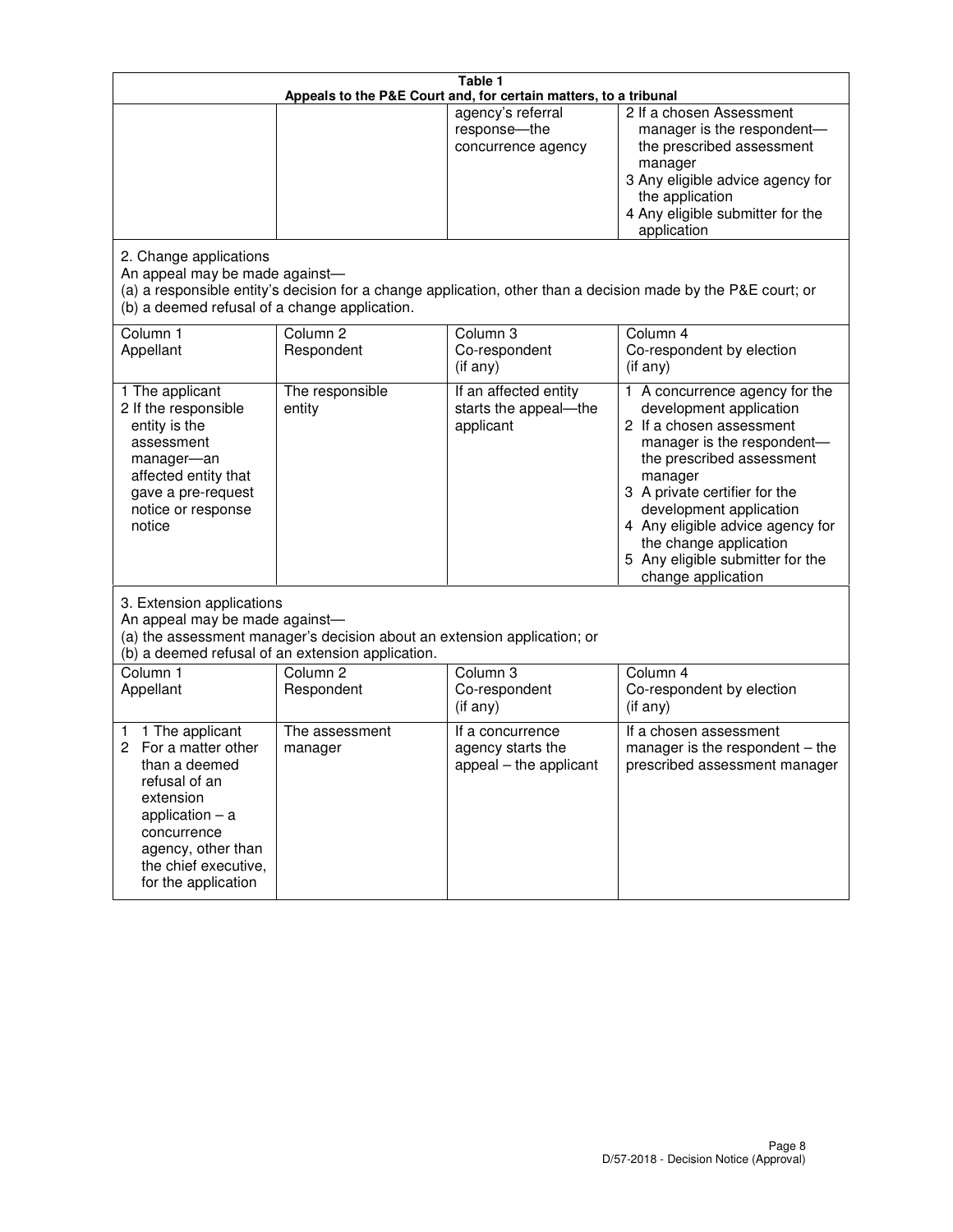**Table 1**
**Appeals to the P&E Court and, for certain matters, to a tribunal**

| | | | |
|---|---|---|---|
| | | agency's referral response—the concurrence agency | 2 If a chosen Assessment manager is the respondent—the prescribed assessment manager<br>3 Any eligible advice agency for the application<br>4 Any eligible submitter for the application |

2. Change applications
An appeal may be made against—
(a) a responsible entity's decision for a change application, other than a decision made by the P&E court; or
(b) a deemed refusal of a change application.

| Column 1<br>Appellant | Column 2<br>Respondent | Column 3<br>Co-respondent<br>(if any) | Column 4<br>Co-respondent by election<br>(if any) |
|---|---|---|---|
| 1 The applicant<br>2 If the responsible entity is the assessment manager—an affected entity that gave a pre-request notice or response notice | The responsible entity | If an affected entity starts the appeal—the applicant | 1 A concurrence agency for the development application<br>2 If a chosen assessment manager is the respondent—the prescribed assessment manager<br>3 A private certifier for the development application<br>4 Any eligible advice agency for the change application<br>5 Any eligible submitter for the change application |

3. Extension applications
An appeal may be made against—
(a) the assessment manager's decision about an extension application; or
(b) a deemed refusal of an extension application.

| Column 1<br>Appellant | Column 2<br>Respondent | Column 3<br>Co-respondent<br>(if any) | Column 4<br>Co-respondent by election<br>(if any) |
|---|---|---|---|
| 1 1 The applicant<br>2 For a matter other than a deemed refusal of an extension application – a concurrence agency, other than the chief executive, for the application | The assessment manager | If a concurrence agency starts the appeal – the applicant | If a chosen assessment manager is the respondent – the prescribed assessment manager |

D/57-2018 - Decision Notice (Approval)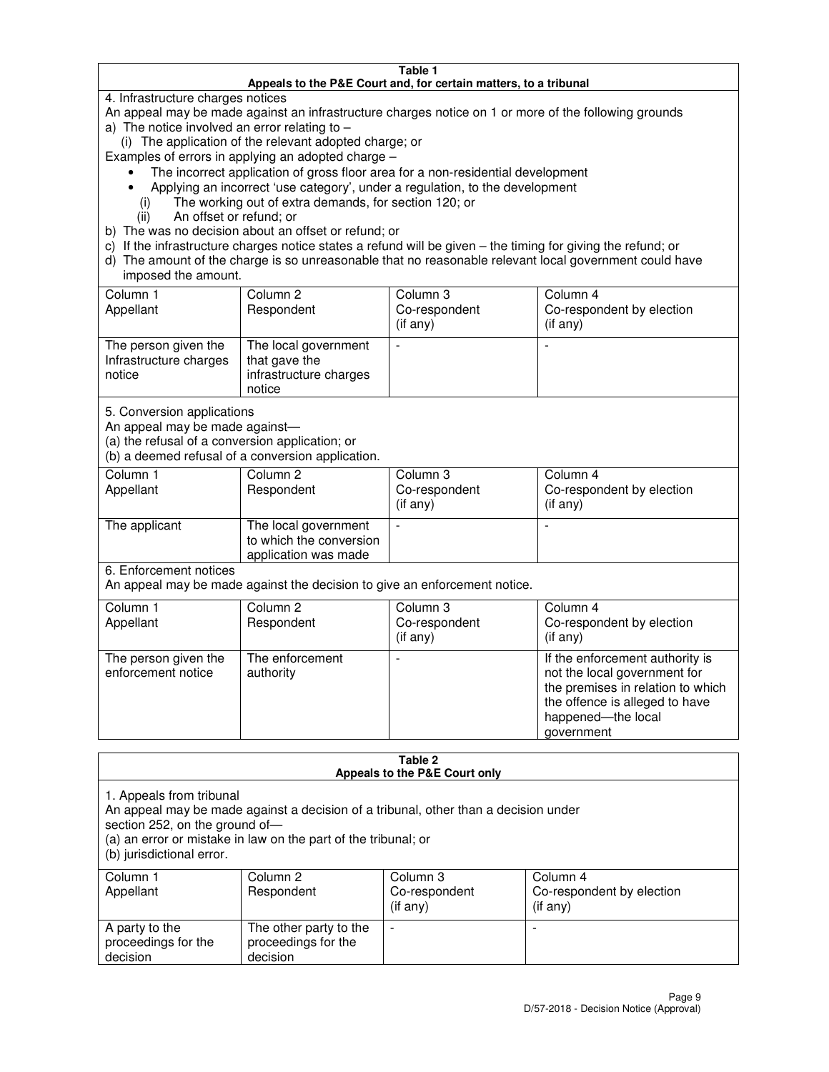**Table 1**
**Appeals to the P&E Court and, for certain matters, to a tribunal**

4. Infrastructure charges notices

An appeal may be made against an infrastructure charges notice on 1 or more of the following grounds

a) The notice involved an error relating to –
   (i) The application of the relevant adopted charge; or

Examples of errors in applying an adopted charge –

- The incorrect application of gross floor area for a non-residential development
- Applying an incorrect 'use category', under a regulation, to the development

   (i) The working out of extra demands, for section 120; or
   (ii) An offset or refund; or

b) The was no decision about an offset or refund; or

c) If the infrastructure charges notice states a refund will be given – the timing for giving the refund; or

d) The amount of the charge is so unreasonable that no reasonable relevant local government could have imposed the amount.

| Column 1<br>Appellant | Column 2<br>Respondent | Column 3<br>Co-respondent<br>(if any) | Column 4<br>Co-respondent by election<br>(if any) |
|---|---|---|---|
| The person given the Infrastructure charges notice | The local government that gave the infrastructure charges notice | - | - |

5. Conversion applications

An appeal may be made against—

(a) the refusal of a conversion application; or

(b) a deemed refusal of a conversion application.

| Column 1<br>Appellant | Column 2<br>Respondent | Column 3<br>Co-respondent<br>(if any) | Column 4<br>Co-respondent by election<br>(if any) |
|---|---|---|---|
| The applicant | The local government to which the conversion application was made | - | - |

6. Enforcement notices

An appeal may be made against the decision to give an enforcement notice.

| Column 1<br>Appellant | Column 2<br>Respondent | Column 3<br>Co-respondent<br>(if any) | Column 4<br>Co-respondent by election<br>(if any) |
|---|---|---|---|
| The person given the enforcement notice | The enforcement authority | - | If the enforcement authority is not the local government for the premises in relation to which the offence is alleged to have happened—the local government |

**Table 2**
**Appeals to the P&E Court only**

1. Appeals from tribunal

An appeal may be made against a decision of a tribunal, other than a decision under section 252, on the ground of—

(a) an error or mistake in law on the part of the tribunal; or

(b) jurisdictional error.

| Column 1<br>Appellant | Column 2<br>Respondent | Column 3<br>Co-respondent<br>(if any) | Column 4<br>Co-respondent by election<br>(if any) |
|---|---|---|---|
| A party to the proceedings for the decision | The other party to the proceedings for the decision | - | - |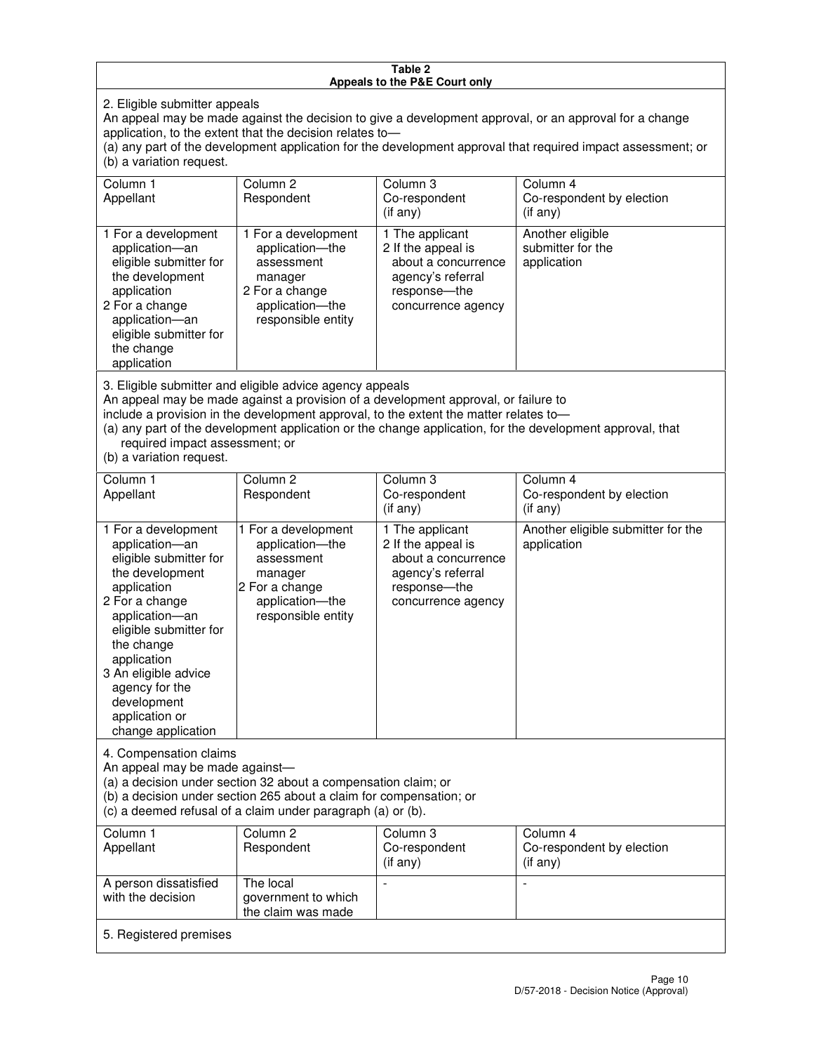**Table 2**
**Appeals to the P&E Court only**

2. Eligible submitter appeals

An appeal may be made against the decision to give a development approval, or an approval for a change application, to the extent that the decision relates to—

(a) any part of the development application for the development approval that required impact assessment; or
(b) a variation request.

| Column 1<br>Appellant | Column 2<br>Respondent | Column 3<br>Co-respondent<br>(if any) | Column 4<br>Co-respondent by election<br>(if any) |
|---|---|---|---|
| 1 For a development application—an eligible submitter for the development application<br>2 For a change application—an eligible submitter for the change application | 1 For a development application—the assessment manager<br>2 For a change application—the responsible entity | 1 The applicant<br>2 If the appeal is about a concurrence agency's referral response—the concurrence agency | Another eligible submitter for the application |

3. Eligible submitter and eligible advice agency appeals

An appeal may be made against a provision of a development approval, or failure to include a provision in the development approval, to the extent the matter relates to—

(a) any part of the development application or the change application, for the development approval, that required impact assessment; or
(b) a variation request.

| Column 1<br>Appellant | Column 2<br>Respondent | Column 3<br>Co-respondent<br>(if any) | Column 4<br>Co-respondent by election<br>(if any) |
|---|---|---|---|
| 1 For a development application—an eligible submitter for the development application<br>2 For a change application—an eligible submitter for the change application<br>3 An eligible advice agency for the development application or change application | 1 For a development application—the assessment manager<br>2 For a change application—the responsible entity | 1 The applicant<br>2 If the appeal is about a concurrence agency's referral response—the concurrence agency | Another eligible submitter for the application |

4. Compensation claims

An appeal may be made against—

(a) a decision under section 32 about a compensation claim; or
(b) a decision under section 265 about a claim for compensation; or
(c) a deemed refusal of a claim under paragraph (a) or (b).

| Column 1<br>Appellant | Column 2<br>Respondent | Column 3<br>Co-respondent<br>(if any) | Column 4<br>Co-respondent by election<br>(if any) |
|---|---|---|---|
| A person dissatisfied with the decision | The local government to which the claim was made | - | - |

5. Registered premises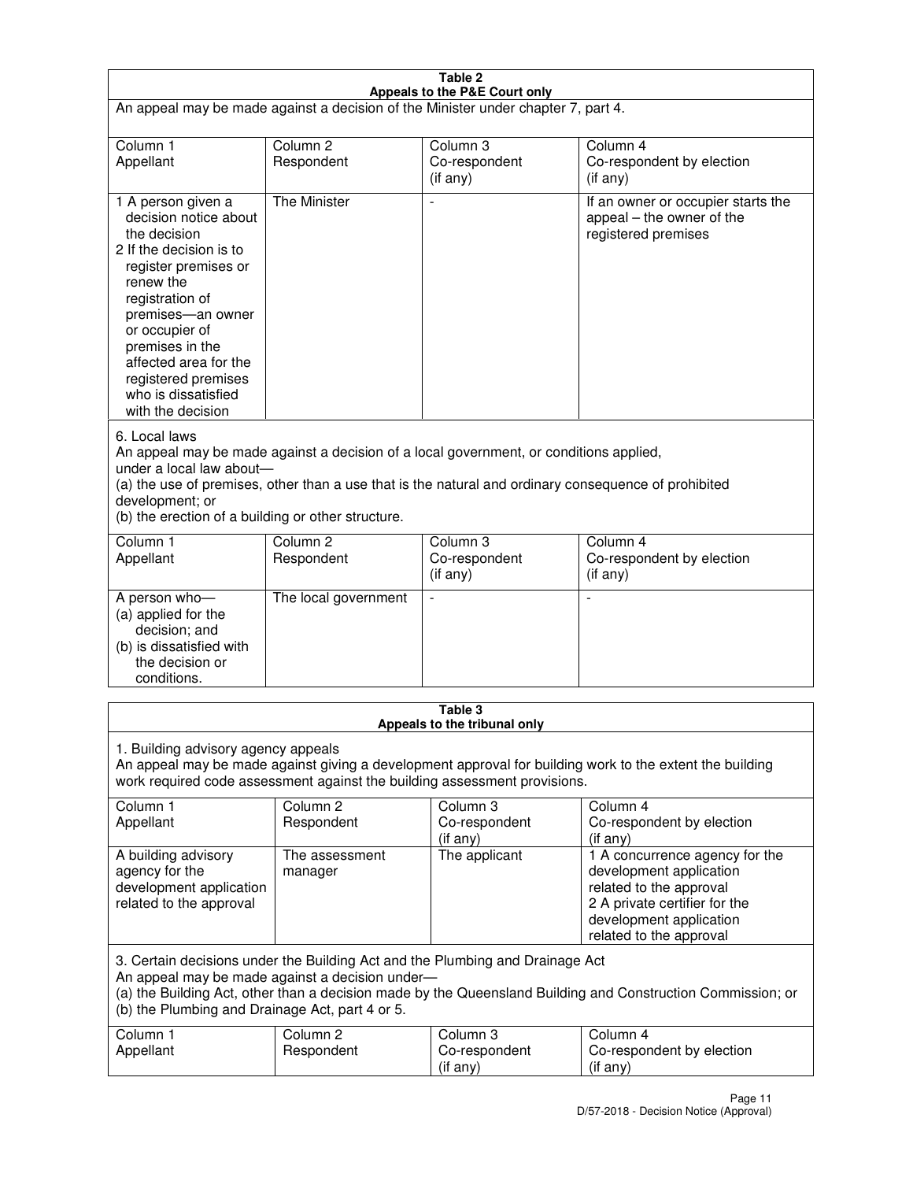**Table 2**
**Appeals to the P&E Court only**

An appeal may be made against a decision of the Minister under chapter 7, part 4.

| Column 1<br>Appellant | Column 2<br>Respondent | Column 3<br>Co-respondent<br>(if any) | Column 4<br>Co-respondent by election<br>(if any) |
|---|---|---|---|
| 1 A person given a decision notice about the decision<br>2 If the decision is to register premises or renew the registration of premises—an owner or occupier of premises in the affected area for the registered premises who is dissatisfied with the decision | The Minister | - | If an owner or occupier starts the appeal – the owner of the registered premises |

6. Local laws

An appeal may be made against a decision of a local government, or conditions applied, under a local law about—

(a) the use of premises, other than a use that is the natural and ordinary consequence of prohibited development; or

(b) the erection of a building or other structure.

| Column 1<br>Appellant | Column 2<br>Respondent | Column 3<br>Co-respondent<br>(if any) | Column 4<br>Co-respondent by election<br>(if any) |
|---|---|---|---|
| A person who—<br>(a) applied for the decision; and<br>(b) is dissatisfied with the decision or conditions. | The local government | - | - |

**Table 3**
**Appeals to the tribunal only**

1. Building advisory agency appeals

An appeal may be made against giving a development approval for building work to the extent the building work required code assessment against the building assessment provisions.

| Column 1<br>Appellant | Column 2<br>Respondent | Column 3<br>Co-respondent<br>(if any) | Column 4<br>Co-respondent by election<br>(if any) |
|---|---|---|---|
| A building advisory agency for the development application related to the approval | The assessment manager | The applicant | 1 A concurrence agency for the development application related to the approval<br>2 A private certifier for the development application related to the approval |

3. Certain decisions under the Building Act and the Plumbing and Drainage Act

An appeal may be made against a decision under—

(a) the Building Act, other than a decision made by the Queensland Building and Construction Commission; or

(b) the Plumbing and Drainage Act, part 4 or 5.

| Column 1<br>Appellant | Column 2<br>Respondent | Column 3<br>Co-respondent<br>(if any) | Column 4<br>Co-respondent by election<br>(if any) |
|---|---|---|---|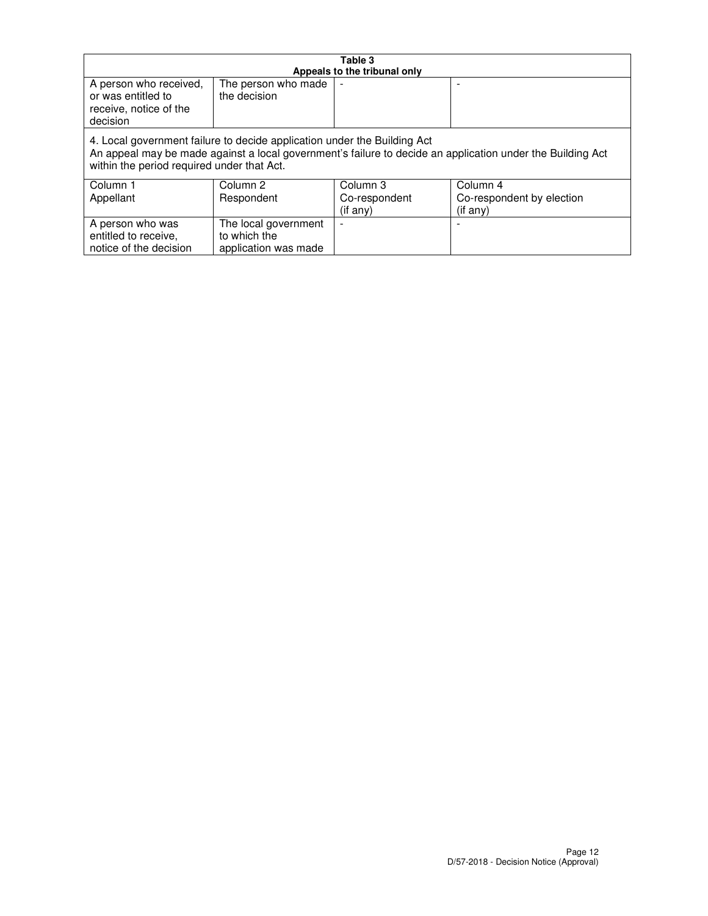| Table 3<br>Appeals to the tribunal only | | | |
|---|---|---|---|
| A person who received, or was entitled to receive, notice of the decision | The person who made the decision | - | - |
| 4. Local government failure to decide application under the Building Act<br>An appeal may be made against a local government's failure to decide an application under the Building Act within the period required under that Act. | | | |
| Column 1<br>Appellant | Column 2<br>Respondent | Column 3<br>Co-respondent<br>(if any) | Column 4<br>Co-respondent by election<br>(if any) |
| A person who was entitled to receive, notice of the decision | The local government to which the application was made | - | - |

D/57-2018 - Decision Notice (Approval)